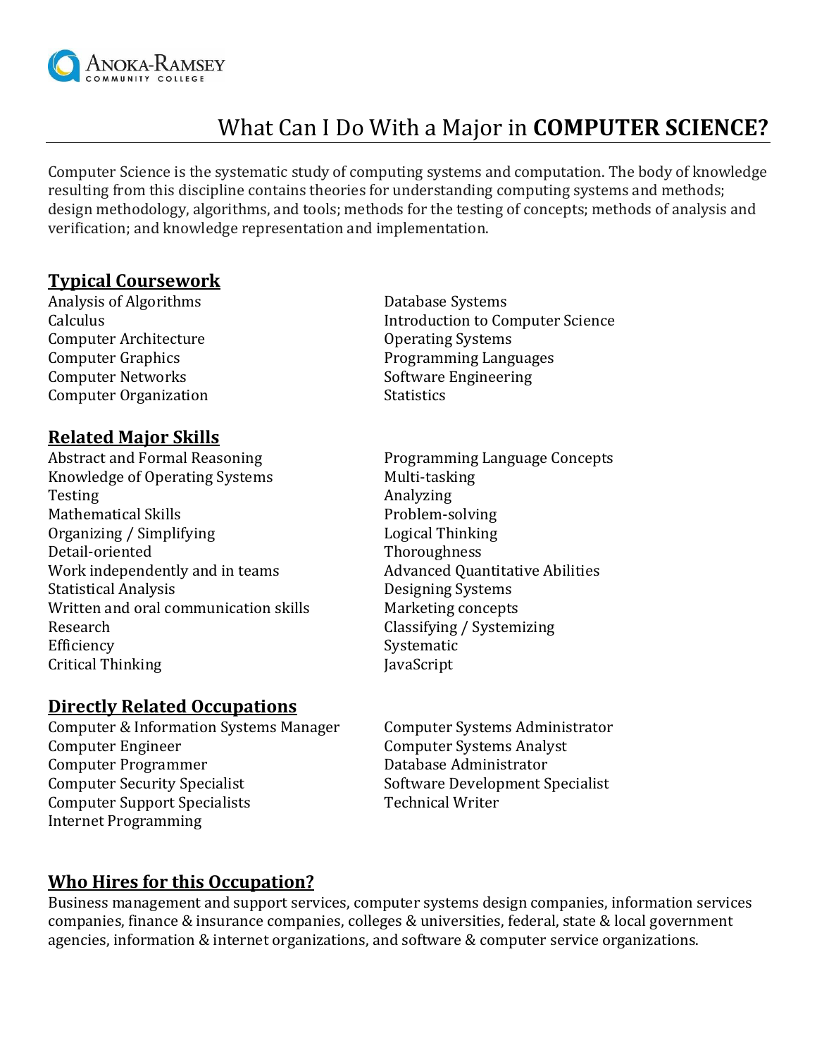Anoka-Ramsey Community College

# What Can I Do With a Major in **COMPUTER SCIENCE?**

Computer Science is the systematic study of computing systems and computation. The body of knowledge resulting from this discipline contains theories for understanding computing systems and methods; design methodology, algorithms, and tools; methods for the testing of concepts; methods of analysis and verification; and knowledge representation and implementation.

## Typical Coursework

- Analysis of Algorithms
- Calculus
- Computer Architecture
- Computer Graphics
- Computer Networks
- Computer Organization
- Database Systems
- Introduction to Computer Science
- Operating Systems
- Programming Languages
- Software Engineering
- Statistics

## Related Major Skills

- Abstract and Formal Reasoning
- Knowledge of Operating Systems
- Testing
- Mathematical Skills
- Organizing / Simplifying
- Detail-oriented
- Work independently and in teams
- Statistical Analysis
- Written and oral communication skills
- Research
- Efficiency
- Critical Thinking
- Programming Language Concepts
- Multi-tasking
- Analyzing
- Problem-solving
- Logical Thinking
- Thoroughness
- Advanced Quantitative Abilities
- Designing Systems
- Marketing concepts
- Classifying / Systemizing
- Systematic
- JavaScript

## Directly Related Occupations

- Computer & Information Systems Manager
- Computer Engineer
- Computer Programmer
- Computer Security Specialist
- Computer Support Specialists
- Internet Programming
- Computer Systems Administrator
- Computer Systems Analyst
- Database Administrator
- Software Development Specialist
- Technical Writer

## Who Hires for this Occupation?

Business management and support services, computer systems design companies, information services companies, finance & insurance companies, colleges & universities, federal, state & local government agencies, information & internet organizations, and software & computer service organizations.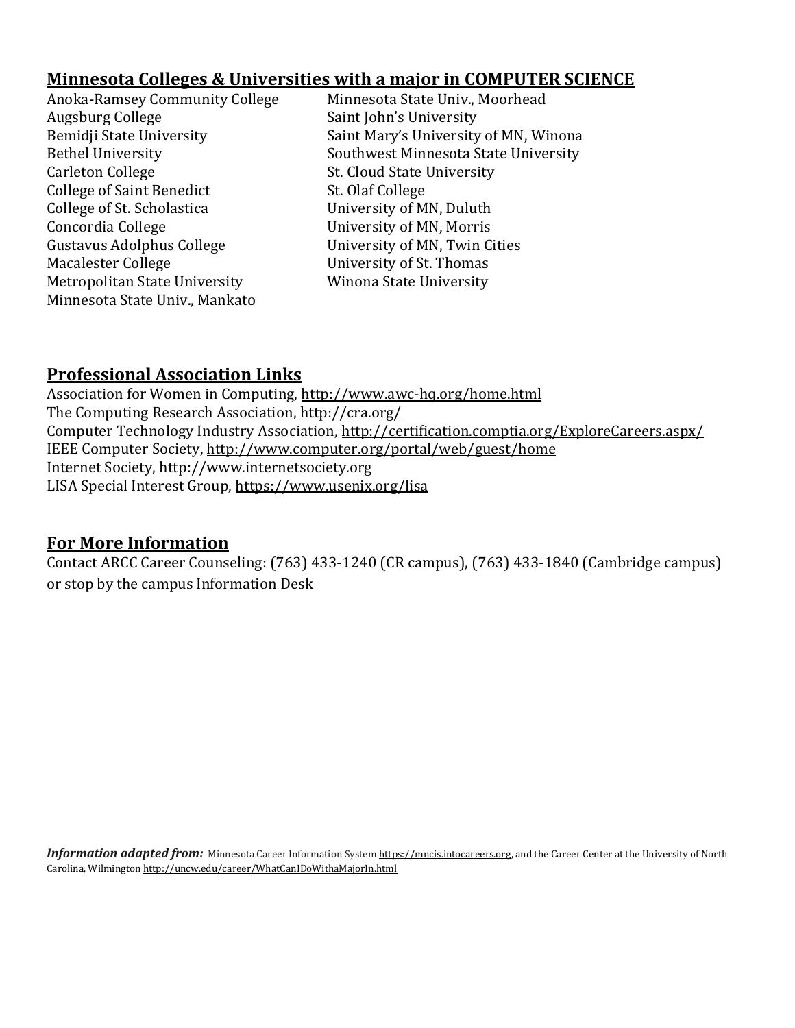## Minnesota Colleges & Universities with a major in COMPUTER SCIENCE

Anoka-Ramsey Community College
Augsburg College
Bemidji State University
Bethel University
Carleton College
College of Saint Benedict
College of St. Scholastica
Concordia College
Gustavus Adolphus College
Macalester College
Metropolitan State University
Minnesota State Univ., Mankato
Minnesota State Univ., Moorhead
Saint John's University
Saint Mary's University of MN, Winona
Southwest Minnesota State University
St. Cloud State University
St. Olaf College
University of MN, Duluth
University of MN, Morris
University of MN, Twin Cities
University of St. Thomas
Winona State University

## Professional Association Links

Association for Women in Computing, http://www.awc-hq.org/home.html
The Computing Research Association, http://cra.org/
Computer Technology Industry Association, http://certification.comptia.org/ExploreCareers.aspx/
IEEE Computer Society, http://www.computer.org/portal/web/guest/home
Internet Society, http://www.internetsociety.org
LISA Special Interest Group, https://www.usenix.org/lisa

## For More Information

Contact ARCC Career Counseling: (763) 433-1240 (CR campus), (763) 433-1840 (Cambridge campus) or stop by the campus Information Desk

***Information adapted from:*** Minnesota Career Information System https://mncis.intocareers.org, and the Career Center at the University of North Carolina, Wilmington http://uncw.edu/career/WhatCanIDoWithaMajorIn.html